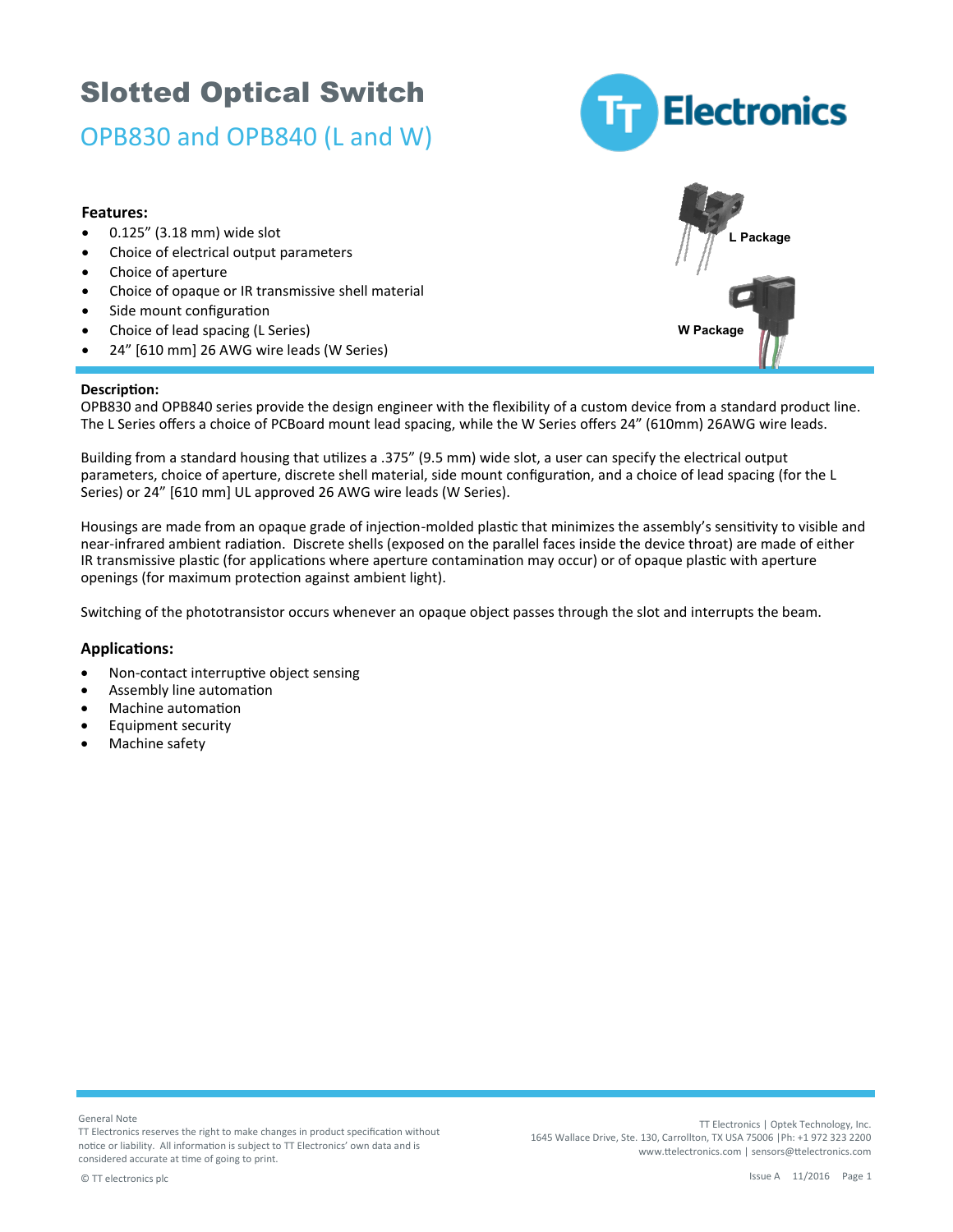# Slotted Optical Switch

## OPB830 and OPB840 (L and W)

L Package

W Package

### Features:

- 0.125" (3.18 mm) wide slot
- Choice of electrical output parameters
- Choice of aperture
- Choice of opaque or IR transmissive shell material
- Side mount configuration
- Choice of lead spacing (L Series)
- 24" [610 mm] 26 AWG wire leads (W Series)

### Description:

OPB830 and OPB840 series provide the design engineer with the flexibility of a custom device from a standard product line. The L Series offers a choice of PCBoard mount lead spacing, while the W Series offers 24" (610mm) 26AWG wire leads.

Building from a standard housing that utilizes a .375" (9.5 mm) wide slot, a user can specify the electrical output parameters, choice of aperture, discrete shell material, side mount configuration, and a choice of lead spacing (for the L Series) or 24" [610 mm] UL approved 26 AWG wire leads (W Series).

Housings are made from an opaque grade of injection-molded plastic that minimizes the assembly's sensitivity to visible and near-infrared ambient radiation. Discrete shells (exposed on the parallel faces inside the device throat) are made of either IR transmissive plastic (for applications where aperture contamination may occur) or of opaque plastic with aperture openings (for maximum protection against ambient light).

Switching of the phototransistor occurs whenever an opaque object passes through the slot and interrupts the beam.

### Applications:

- Non-contact interruptive object sensing
- Assembly line automation
- Machine automation
- Equipment security
- Machine safety

General Note
TT Electronics reserves the right to make changes in product specification without notice or liability. All information is subject to TT Electronics' own data and is considered accurate at time of going to print.

© TT electronics plc

TT Electronics | Optek Technology, Inc.
1645 Wallace Drive, Ste. 130, Carrollton, TX USA 75006 |Ph: +1 972 323 2200
www.ttelectronics.com | sensors@ttelectronics.com

Issue A 11/2016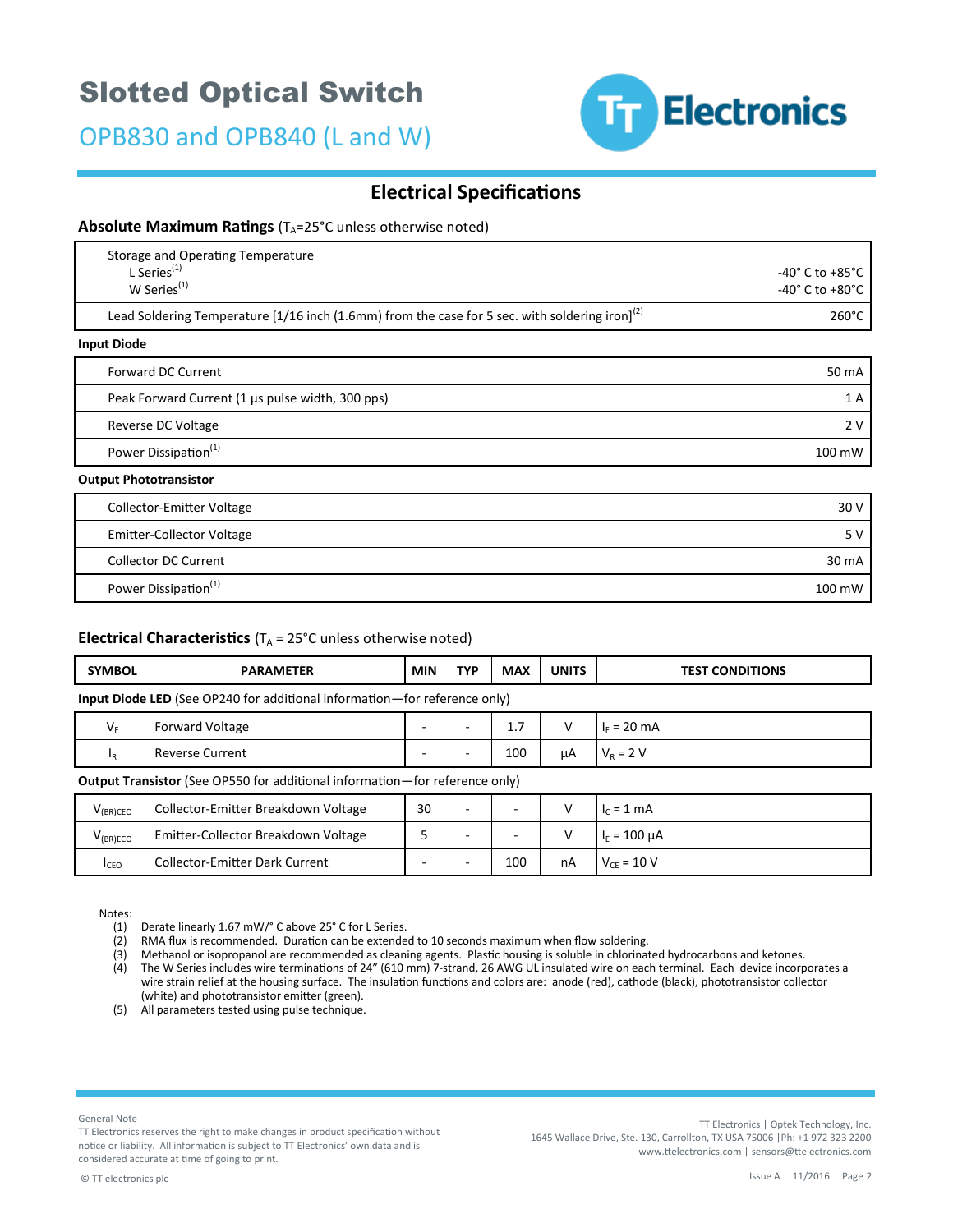# Slotted Optical Switch

## OPB830 and OPB840 (L and W)

## Electrical Specifications

### Absolute Maximum Ratings ($T_A$=25°C unless otherwise noted)

| Parameter | Rating |
|---|---|
| Storage and Operating Temperature<br>L Series[1]<br>W Series[1] | <br>-40° C to +85°C<br>-40° C to +80°C |
| Lead Soldering Temperature [1/16 inch (1.6mm) from the case for 5 sec. with soldering iron][2] | 260°C |
| **Input Diode** | |
| Forward DC Current | 50 mA |
| Peak Forward Current (1 µs pulse width, 300 pps) | 1 A |
| Reverse DC Voltage | 2 V |
| Power Dissipation[1] | 100 mW |
| **Output Phototransistor** | |
| Collector-Emitter Voltage | 30 V |
| Emitter-Collector Voltage | 5 V |
| Collector DC Current | 30 mA |
| Power Dissipation[1] | 100 mW |

### Electrical Characteristics ($T_A$ = 25°C unless otherwise noted)

| SYMBOL | PARAMETER | MIN | TYP | MAX | UNITS | TEST CONDITIONS |
|---|---|---|---|---|---|---|
| **Input Diode LED** (See OP240 for additional information—for reference only) | | | | | | |
| $V_F$ | Forward Voltage | - | - | 1.7 | V | $I_F$ = 20 mA |
| $I_R$ | Reverse Current | - | - | 100 | µA | $V_R$ = 2 V |
| **Output Transistor** (See OP550 for additional information—for reference only) | | | | | | |
| $V_{(BR)CEO}$ | Collector-Emitter Breakdown Voltage | 30 | - | - | V | $I_C$ = 1 mA |
| $V_{(BR)ECO}$ | Emitter-Collector Breakdown Voltage | 5 | - | - | V | $I_E$ = 100 µA |
| $I_{CEO}$ | Collector-Emitter Dark Current | - | - | 100 | nA | $V_{CE}$ = 10 V |

Notes:

1. Derate linearly 1.67 mW/° C above 25° C for L Series.
2. RMA flux is recommended. Duration can be extended to 10 seconds maximum when flow soldering.
3. Methanol or isopropanol are recommended as cleaning agents. Plastic housing is soluble in chlorinated hydrocarbons and ketones.
4. The W Series includes wire terminations of 24" (610 mm) 7-strand, 26 AWG UL insulated wire on each terminal. Each device incorporates a wire strain relief at the housing surface. The insulation functions and colors are: anode (red), cathode (black), phototransistor collector (white) and phototransistor emitter (green).
5. All parameters tested using pulse technique.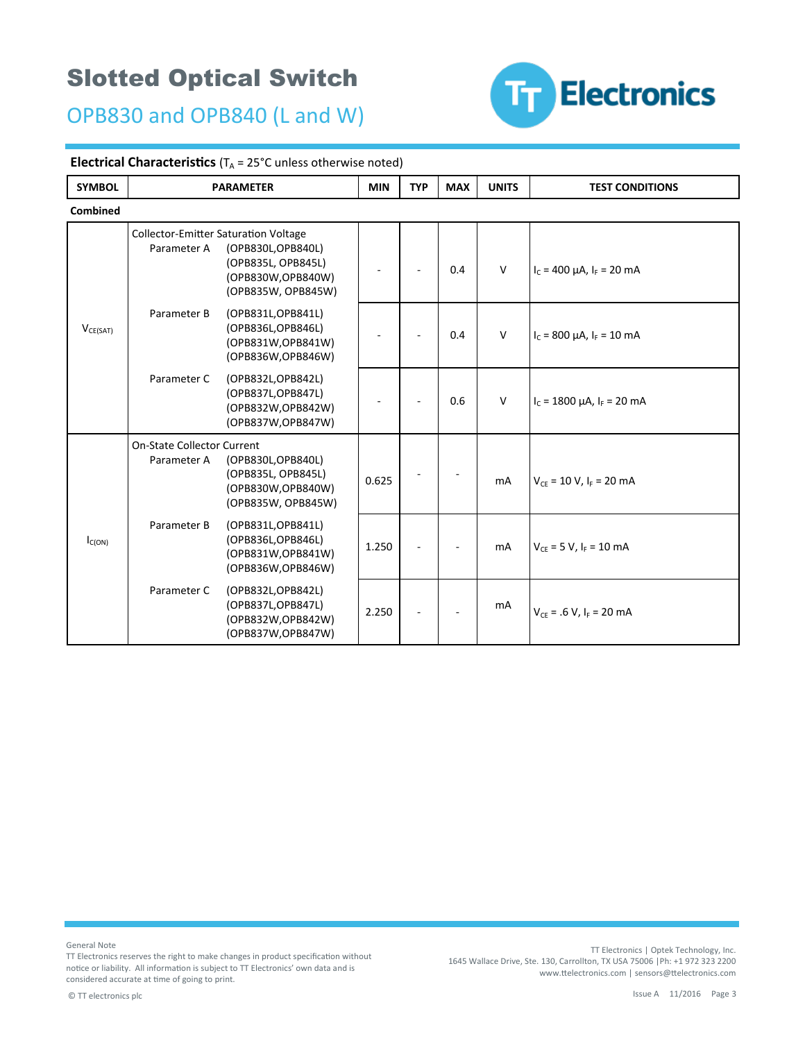# Slotted Optical Switch

## OPB830 and OPB840 (L and W)

**Electrical Characteristics** ($T_A$ = 25°C unless otherwise noted)

| SYMBOL | PARAMETER | MIN | TYP | MAX | UNITS | TEST CONDITIONS |
|---|---|---|---|---|---|---|
| **Combined** | | | | | | |
| $V_{CE(SAT)}$ | Collector-Emitter Saturation Voltage<br>Parameter A (OPB830L,OPB840L) (OPB835L, OPB845L) (OPB830W,OPB840W) (OPB835W, OPB845W) | - | - | 0.4 | V | $I_C$ = 400 µA, $I_F$ = 20 mA |
| | Parameter B (OPB831L,OPB841L) (OPB836L,OPB846L) (OPB831W,OPB841W) (OPB836W,OPB846W) | - | - | 0.4 | V | $I_C$ = 800 µA, $I_F$ = 10 mA |
| | Parameter C (OPB832L,OPB842L) (OPB837L,OPB847L) (OPB832W,OPB842W) (OPB837W,OPB847W) | - | - | 0.6 | V | $I_C$ = 1800 µA, $I_F$ = 20 mA |
| $I_{C(ON)}$ | On-State Collector Current<br>Parameter A (OPB830L,OPB840L) (OPB835L, OPB845L) (OPB830W,OPB840W) (OPB835W, OPB845W) | 0.625 | - | - | mA | $V_{CE}$ = 10 V, $I_F$ = 20 mA |
| | Parameter B (OPB831L,OPB841L) (OPB836L,OPB846L) (OPB831W,OPB841W) (OPB836W,OPB846W) | 1.250 | - | - | mA | $V_{CE}$ = 5 V, $I_F$ = 10 mA |
| | Parameter C (OPB832L,OPB842L) (OPB837L,OPB847L) (OPB832W,OPB842W) (OPB837W,OPB847W) | 2.250 | - | - | mA | $V_{CE}$ = .6 V, $I_F$ = 20 mA |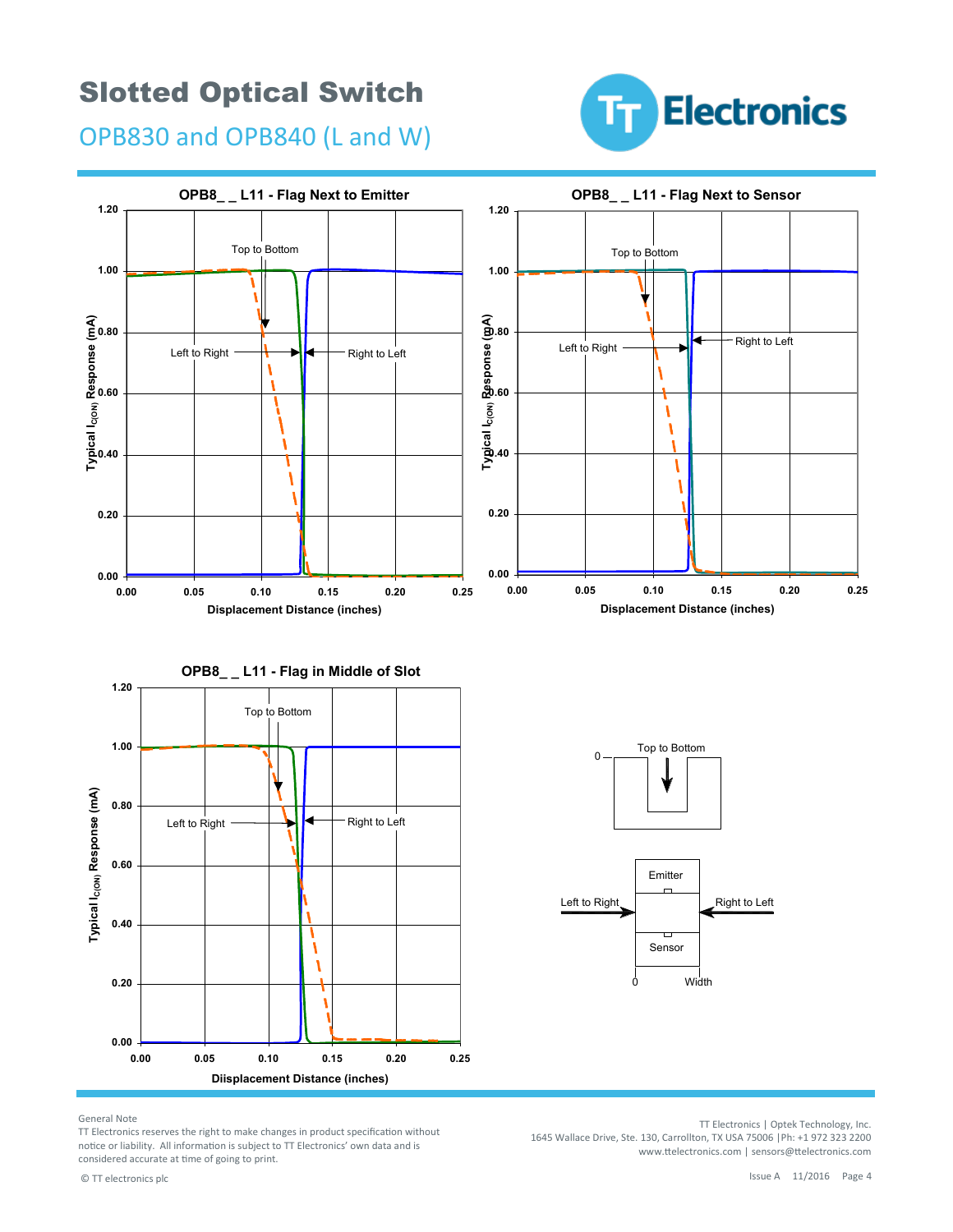# Slotted Optical Switch

## OPB830 and OPB840 (L and W)

**OPB8_ _ L11 - Flag Next to Emitter**

Typical $I_{C(ON)}$ Response (mA) vs. Displacement Distance (inches)

Top to Bottom, Left to Right, Right to Left

**OPB8_ _ L11 - Flag Next to Sensor**

Typical $I_{C(ON)}$ Response (mA) vs. Displacement Distance (inches)

Top to Bottom, Left to Right, Right to Left

**OPB8_ _ L11 - Flag in Middle of Slot**

Typical $I_{C(ON)}$ Response (mA) vs. Diisplacement Distance (inches)

Top to Bottom, Left to Right, Right to Left

Top to Bottom, 0

Emitter, Sensor, Left to Right, Right to Left, 0, Width

General Note
TT Electronics reserves the right to make changes in product specification without notice or liability. All information is subject to TT Electronics' own data and is considered accurate at time of going to print.

© TT electronics plc

TT Electronics | Optek Technology, Inc.
1645 Wallace Drive, Ste. 130, Carrollton, TX USA 75006 |Ph: +1 972 323 2200
www.ttelectronics.com | sensors@ttelectronics.com

Issue A 11/2016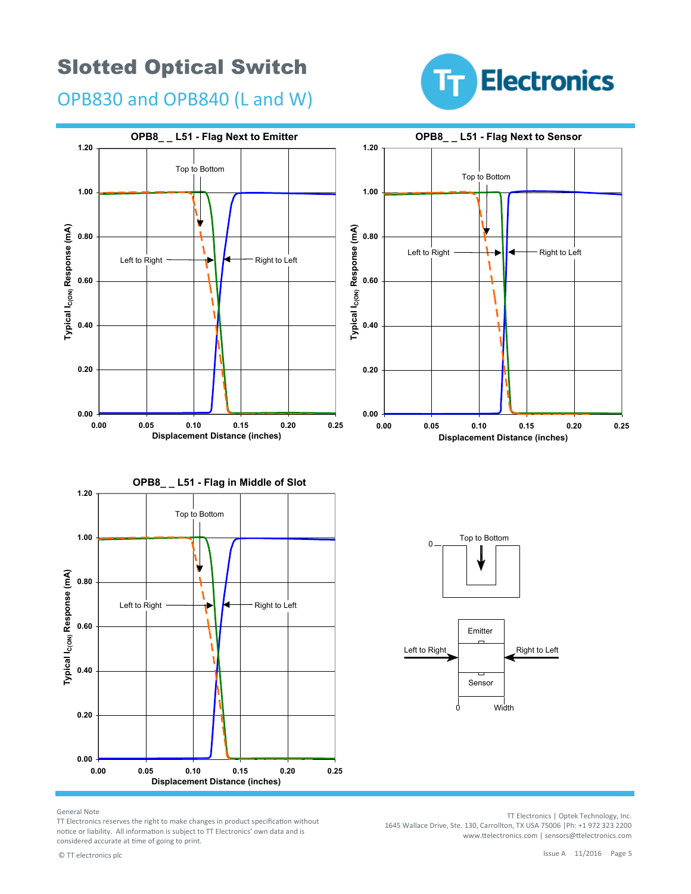# Slotted Optical Switch

## OPB830 and OPB840 (L and W)

**OPB8_ _ L51 - Flag Next to Emitter**

**OPB8_ _ L51 - Flag Next to Sensor**

**OPB8_ _ L51 - Flag in Middle of Slot**

General Note
TT Electronics reserves the right to make changes in product specification without notice or liability. All information is subject to TT Electronics' own data and is considered accurate at time of going to print.

© TT electronics plc

TT Electronics | Optek Technology, Inc.
1645 Wallace Drive, Ste. 130, Carrollton, TX USA 75006 |Ph: +1 972 323 2200
www.ttelectronics.com | sensors@ttelectronics.com

Issue A 11/2016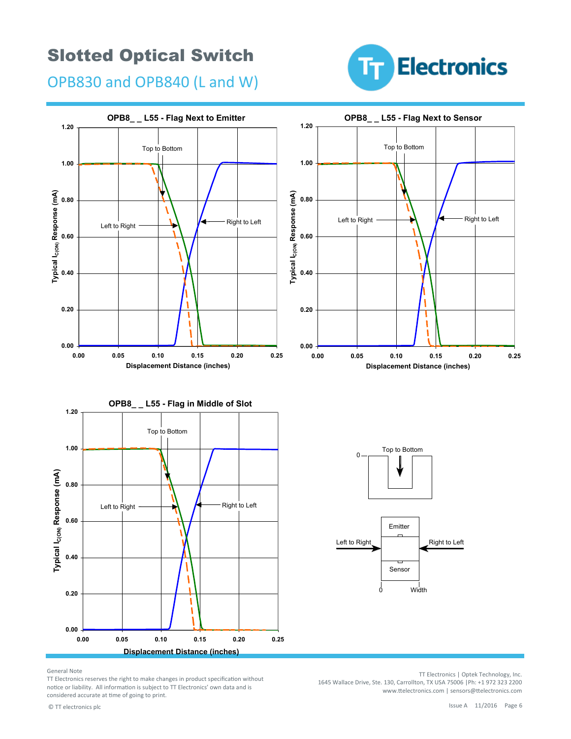# Slotted Optical Switch

## OPB830 and OPB840 (L and W)

**OPB8_ _ L55 - Flag Next to Emitter**

Typical $I_{C(ON)}$ Response (mA)

Displacement Distance (inches)

Top to Bottom · Left to Right · Right to Left

**OPB8_ _ L55 - Flag Next to Sensor**

Typical $I_{C(ON)}$ Response (mA)

Displacement Distance (inches)

Top to Bottom · Left to Right · Right to Left

**OPB8_ _ L55 - Flag in Middle of Slot**

Typical $I_{C(ON)}$ Response (mA)

Displacement Distance (inches)

Top to Bottom · Left to Right · Right to Left

Top to Bottom · 0

Emitter · Sensor · Left to Right · Right to Left · 0 · Width

General Note
TT Electronics reserves the right to make changes in product specification without notice or liability. All information is subject to TT Electronics' own data and is considered accurate at time of going to print.

© TT electronics plc

TT Electronics | Optek Technology, Inc.
1645 Wallace Drive, Ste. 130, Carrollton, TX USA 75006 |Ph: +1 972 323 2200
www.ttelectronics.com | sensors@ttelectronics.com

Issue A 11/2016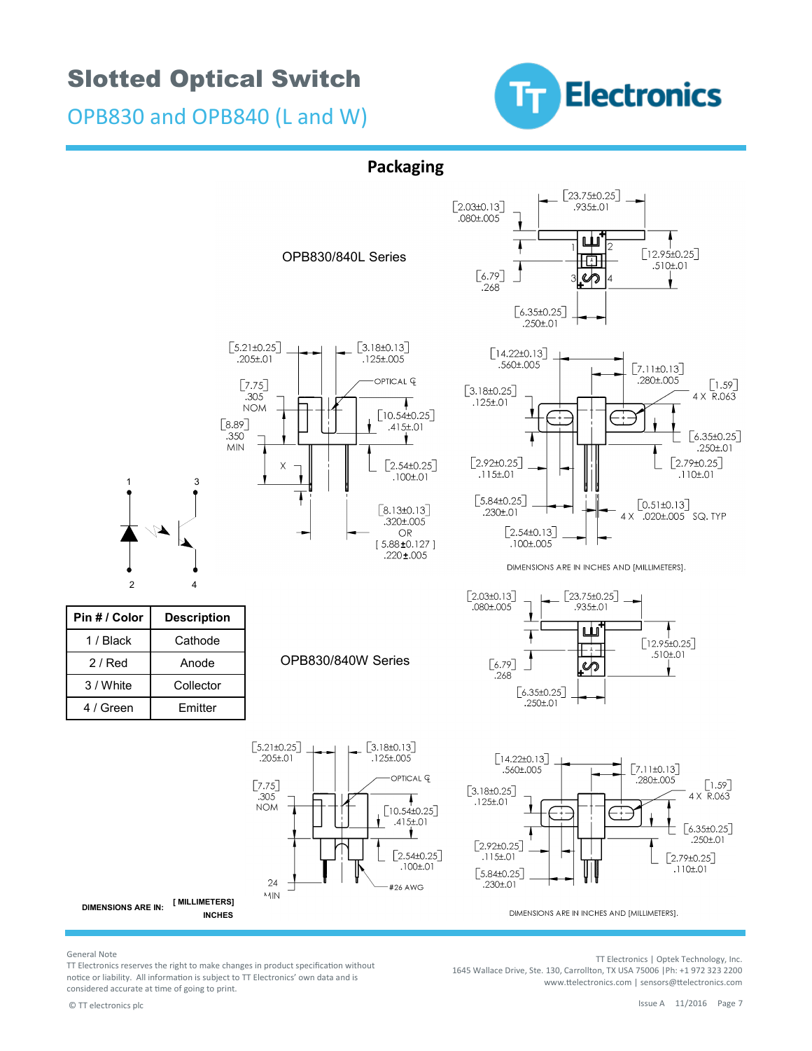## Packaging

OPB830/840L Series

| Pin # / Color | Description |
|---|---|
| 1 / Black | Cathode |
| 2 / Red | Anode |
| 3 / White | Collector |
| 4 / Green | Emitter |

OPB830/840W Series

DIMENSIONS ARE IN: [ MILLIMETERS ] INCHES

DIMENSIONS ARE IN INCHES AND [MILLIMETERS].

General Note
TT Electronics reserves the right to make changes in product specification without notice or liability. All information is subject to TT Electronics' own data and is considered accurate at time of going to print.

© TT electronics plc

TT Electronics | Optek Technology, Inc.
1645 Wallace Drive, Ste. 130, Carrollton, TX USA 75006 |Ph: +1 972 323 2200
www.ttelectronics.com | sensors@ttelectronics.com

Issue A 11/2016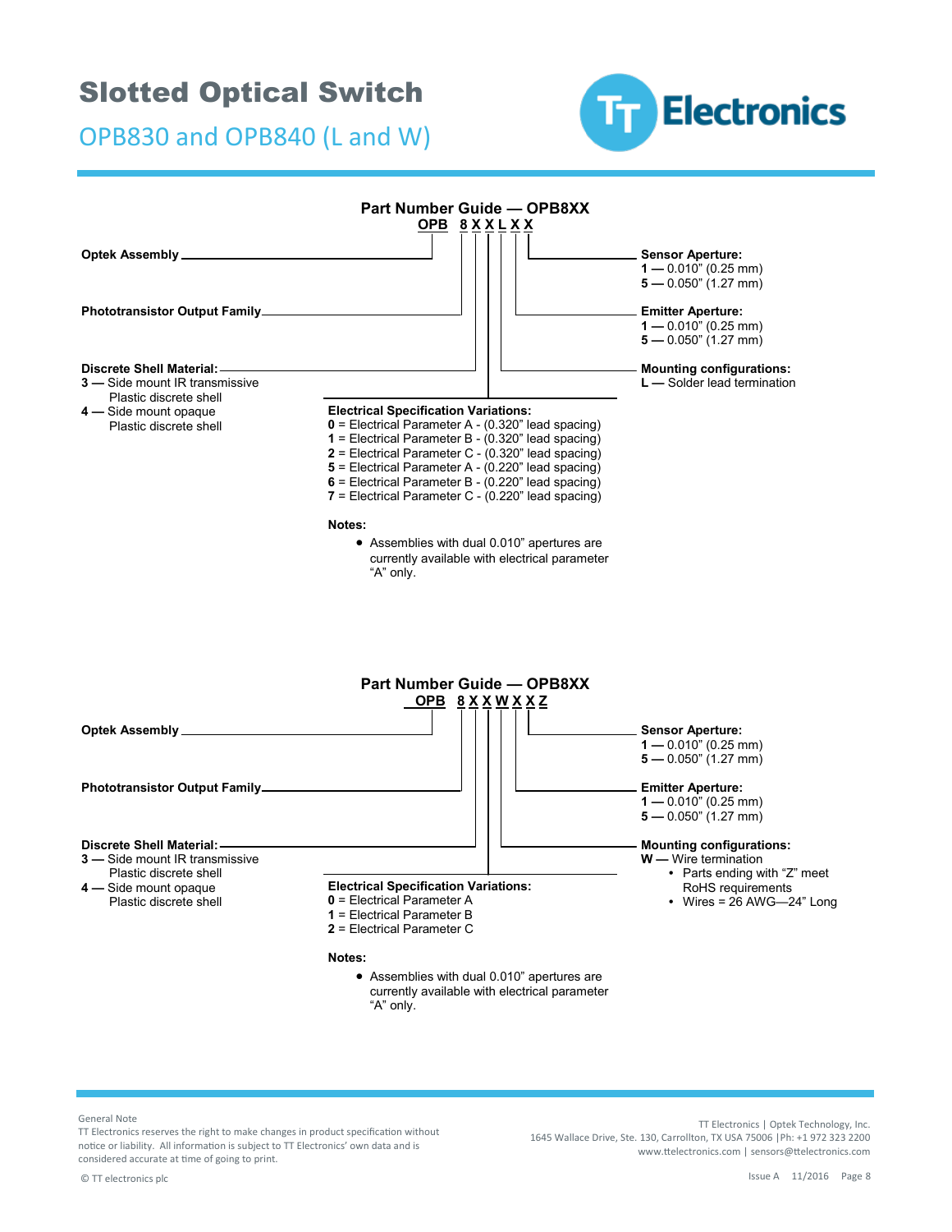# Slotted Optical Switch

## OPB830 and OPB840 (L and W)

### Part Number Guide — OPB8XX

**OPB 8 X X L X X**

**Optek Assembly**

**Phototransistor Output Family**

**Discrete Shell Material:**
- **3** — Side mount IR transmissive Plastic discrete shell
- **4** — Side mount opaque Plastic discrete shell

**Sensor Aperture:**
- **1** — 0.010" (0.25 mm)
- **5** — 0.050" (1.27 mm)

**Emitter Aperture:**
- **1** — 0.010" (0.25 mm)
- **5** — 0.050" (1.27 mm)

**Mounting configurations:**
- **L** — Solder lead termination

**Electrical Specification Variations:**
- **0** = Electrical Parameter A - (0.320" lead spacing)
- **1** = Electrical Parameter B - (0.320" lead spacing)
- **2** = Electrical Parameter C - (0.320" lead spacing)
- **5** = Electrical Parameter A - (0.220" lead spacing)
- **6** = Electrical Parameter B - (0.220" lead spacing)
- **7** = Electrical Parameter C - (0.220" lead spacing)

**Notes:**
- Assemblies with dual 0.010" apertures are currently available with electrical parameter "A" only.

### Part Number Guide — OPB8XX

**OPB 8 X X W X X Z**

**Optek Assembly**

**Phototransistor Output Family**

**Discrete Shell Material:**
- **3** — Side mount IR transmissive Plastic discrete shell
- **4** — Side mount opaque Plastic discrete shell

**Sensor Aperture:**
- **1** — 0.010" (0.25 mm)
- **5** — 0.050" (1.27 mm)

**Emitter Aperture:**
- **1** — 0.010" (0.25 mm)
- **5** — 0.050" (1.27 mm)

**Mounting configurations:**
- **W** — Wire termination
  - Parts ending with "Z" meet RoHS requirements
  - Wires = 26 AWG—24" Long

**Electrical Specification Variations:**
- **0** = Electrical Parameter A
- **1** = Electrical Parameter B
- **2** = Electrical Parameter C

**Notes:**
- Assemblies with dual 0.010" apertures are currently available with electrical parameter "A" only.

General Note
TT Electronics reserves the right to make changes in product specification without notice or liability. All information is subject to TT Electronics' own data and is considered accurate at time of going to print.

TT Electronics | Optek Technology, Inc.
1645 Wallace Drive, Ste. 130, Carrollton, TX USA 75006 |Ph: +1 972 323 2200
www.ttelectronics.com | sensors@ttelectronics.com

© TT electronics plc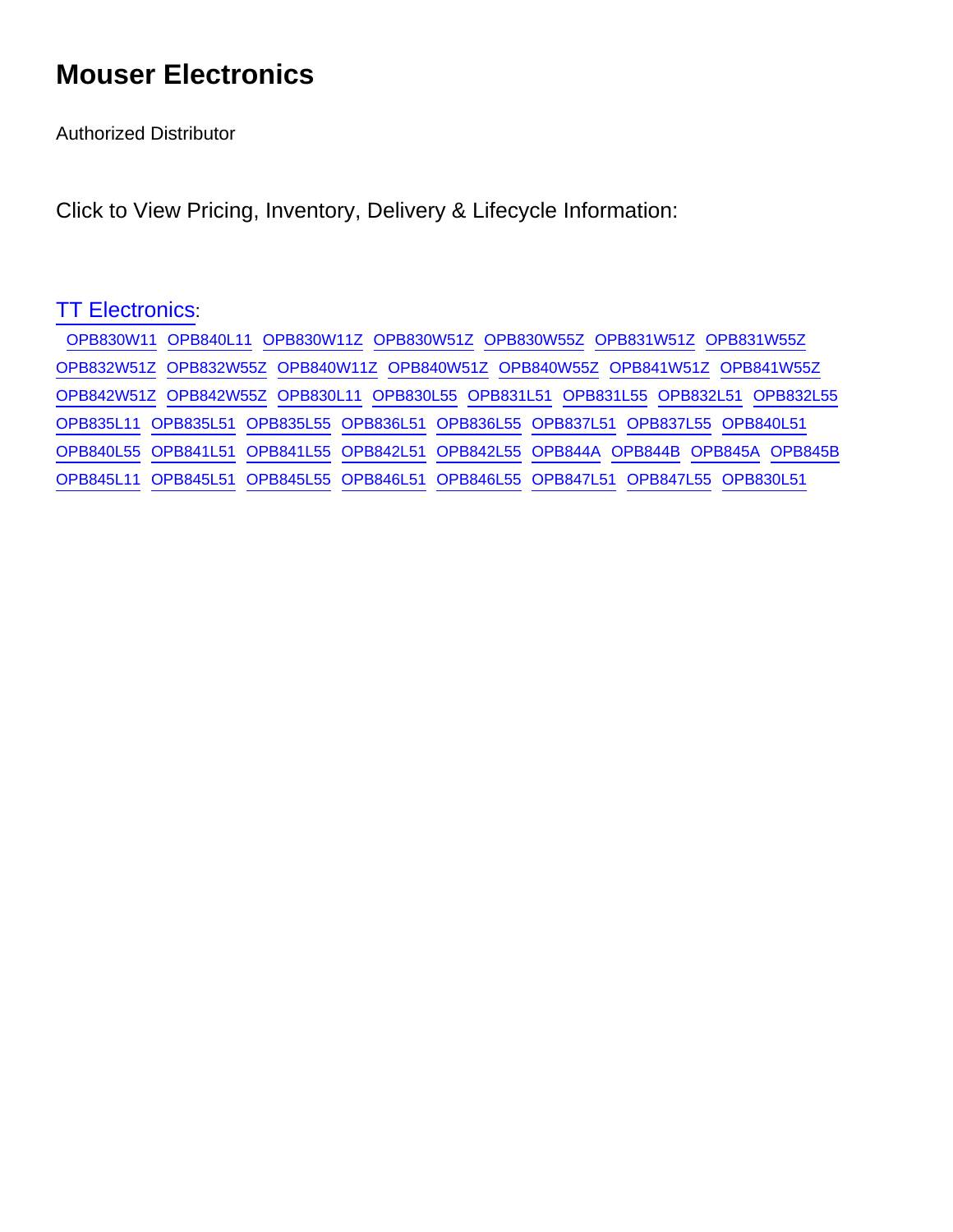# Mouser Electronics

Authorized Distributor

Click to View Pricing, Inventory, Delivery & Lifecycle Information:

TT Electronics:

OPB830W11 OPB840L11 OPB830W11Z OPB830W51Z OPB830W55Z OPB831W51Z OPB831W55Z OPB832W51Z OPB832W55Z OPB840W11Z OPB840W51Z OPB840W55Z OPB841W51Z OPB841W55Z OPB842W51Z OPB842W55Z OPB830L11 OPB830L55 OPB831L51 OPB831L55 OPB832L51 OPB832L55 OPB835L11 OPB835L51 OPB835L55 OPB836L51 OPB836L55 OPB837L51 OPB837L55 OPB840L51 OPB840L55 OPB841L51 OPB841L55 OPB842L51 OPB842L55 OPB844A OPB844B OPB845A OPB845B OPB845L11 OPB845L51 OPB845L55 OPB846L51 OPB846L55 OPB847L51 OPB847L55 OPB830L51